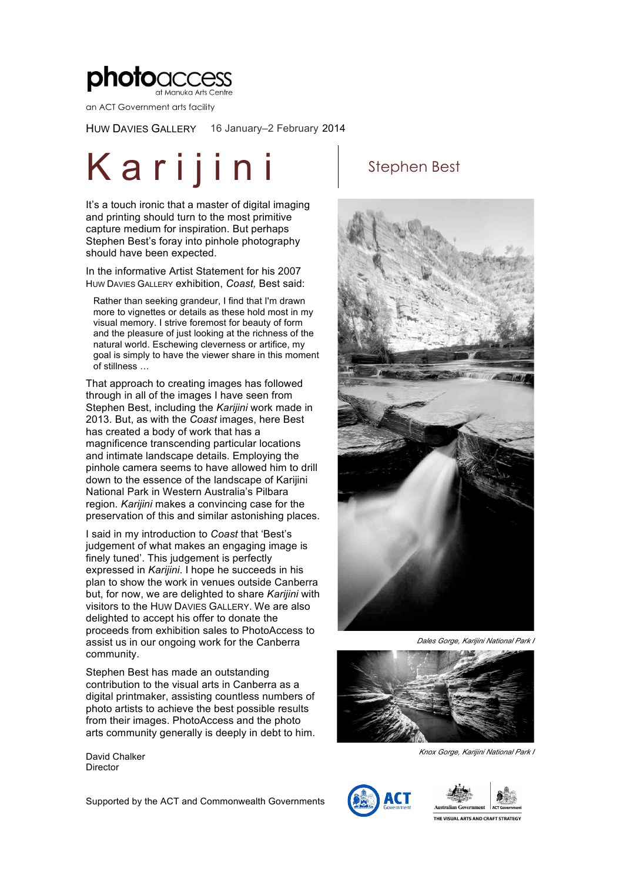photoaccess
at Manuka Arts Centre

an ACT Government arts facility

HUW DAVIES GALLERY 16 January–2 February 2014

# Karijini

## Stephen Best

It's a touch ironic that a master of digital imaging and printing should turn to the most primitive capture medium for inspiration. But perhaps Stephen Best's foray into pinhole photography should have been expected.

In the informative Artist Statement for his 2007 HUW DAVIES GALLERY exhibition, *Coast,* Best said:

> Rather than seeking grandeur, I find that I'm drawn more to vignettes or details as these hold most in my visual memory. I strive foremost for beauty of form and the pleasure of just looking at the richness of the natural world. Eschewing cleverness or artifice, my goal is simply to have the viewer share in this moment of stillness …

That approach to creating images has followed through in all of the images I have seen from Stephen Best, including the *Karijini* work made in 2013. But, as with the *Coast* images, here Best has created a body of work that has a magnificence transcending particular locations and intimate landscape details. Employing the pinhole camera seems to have allowed him to drill down to the essence of the landscape of Karijini National Park in Western Australia's Pilbara region. *Karijini* makes a convincing case for the preservation of this and similar astonishing places.

I said in my introduction to *Coast* that 'Best's judgement of what makes an engaging image is finely tuned'. This judgement is perfectly expressed in *Karijini*. I hope he succeeds in his plan to show the work in venues outside Canberra but, for now, we are delighted to share *Karijini* with visitors to the HUW DAVIES GALLERY. We are also delighted to accept his offer to donate the proceeds from exhibition sales to PhotoAccess to assist us in our ongoing work for the Canberra community.

Stephen Best has made an outstanding contribution to the visual arts in Canberra as a digital printmaker, assisting countless numbers of photo artists to achieve the best possible results from their images. PhotoAccess and the photo arts community generally is deeply in debt to him.

David Chalker
Director

*Dales Gorge, Karijini National Park I*

*Knox Gorge, Karijini National Park I*

Supported by the ACT and Commonwealth Governments

ACT Government

Australian Government | ACT Government
THE VISUAL ARTS AND CRAFT STRATEGY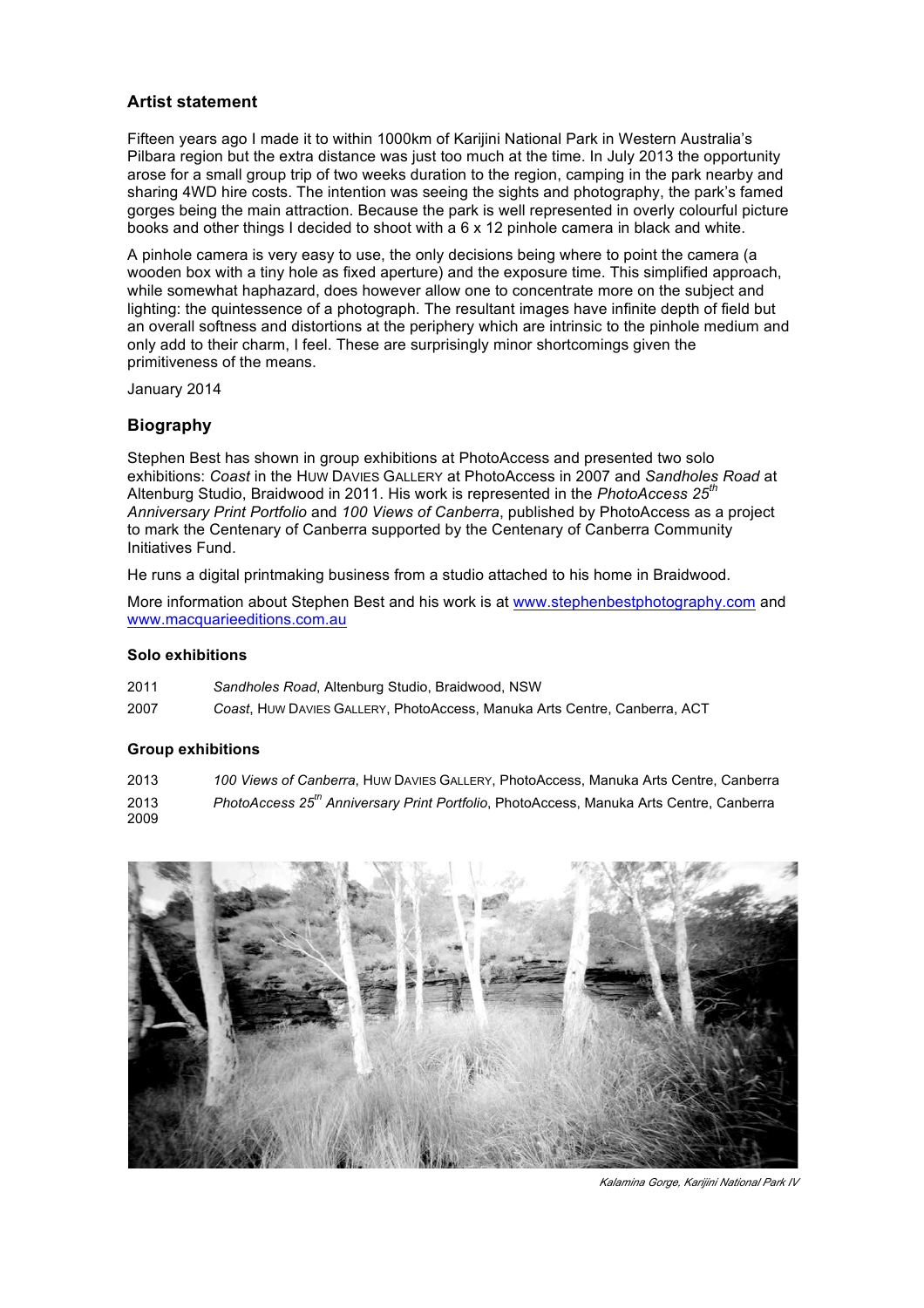## Artist statement

Fifteen years ago I made it to within 1000km of Karijini National Park in Western Australia's Pilbara region but the extra distance was just too much at the time. In July 2013 the opportunity arose for a small group trip of two weeks duration to the region, camping in the park nearby and sharing 4WD hire costs. The intention was seeing the sights and photography, the park's famed gorges being the main attraction. Because the park is well represented in overly colourful picture books and other things I decided to shoot with a 6 x 12 pinhole camera in black and white.

A pinhole camera is very easy to use, the only decisions being where to point the camera (a wooden box with a tiny hole as fixed aperture) and the exposure time. This simplified approach, while somewhat haphazard, does however allow one to concentrate more on the subject and lighting: the quintessence of a photograph. The resultant images have infinite depth of field but an overall softness and distortions at the periphery which are intrinsic to the pinhole medium and only add to their charm, I feel. These are surprisingly minor shortcomings given the primitiveness of the means.

January 2014

## Biography

Stephen Best has shown in group exhibitions at PhotoAccess and presented two solo exhibitions: *Coast* in the Huw Davies Gallery at PhotoAccess in 2007 and *Sandholes Road* at Altenburg Studio, Braidwood in 2011. His work is represented in the *PhotoAccess 25th Anniversary Print Portfolio* and *100 Views of Canberra*, published by PhotoAccess as a project to mark the Centenary of Canberra supported by the Centenary of Canberra Community Initiatives Fund.

He runs a digital printmaking business from a studio attached to his home in Braidwood.

More information about Stephen Best and his work is at www.stephenbestphotography.com and www.macquarieeditions.com.au

### Solo exhibitions

2011 *Sandholes Road*, Altenburg Studio, Braidwood, NSW

2007 *Coast*, Huw Davies Gallery, PhotoAccess, Manuka Arts Centre, Canberra, ACT

### Group exhibitions

2013 *100 Views of Canberra*, Huw Davies Gallery, PhotoAccess, Manuka Arts Centre, Canberra

2013 *PhotoAccess 25th Anniversary Print Portfolio*, PhotoAccess, Manuka Arts Centre, Canberra

2009

*Kalamina Gorge, Karijini National Park IV*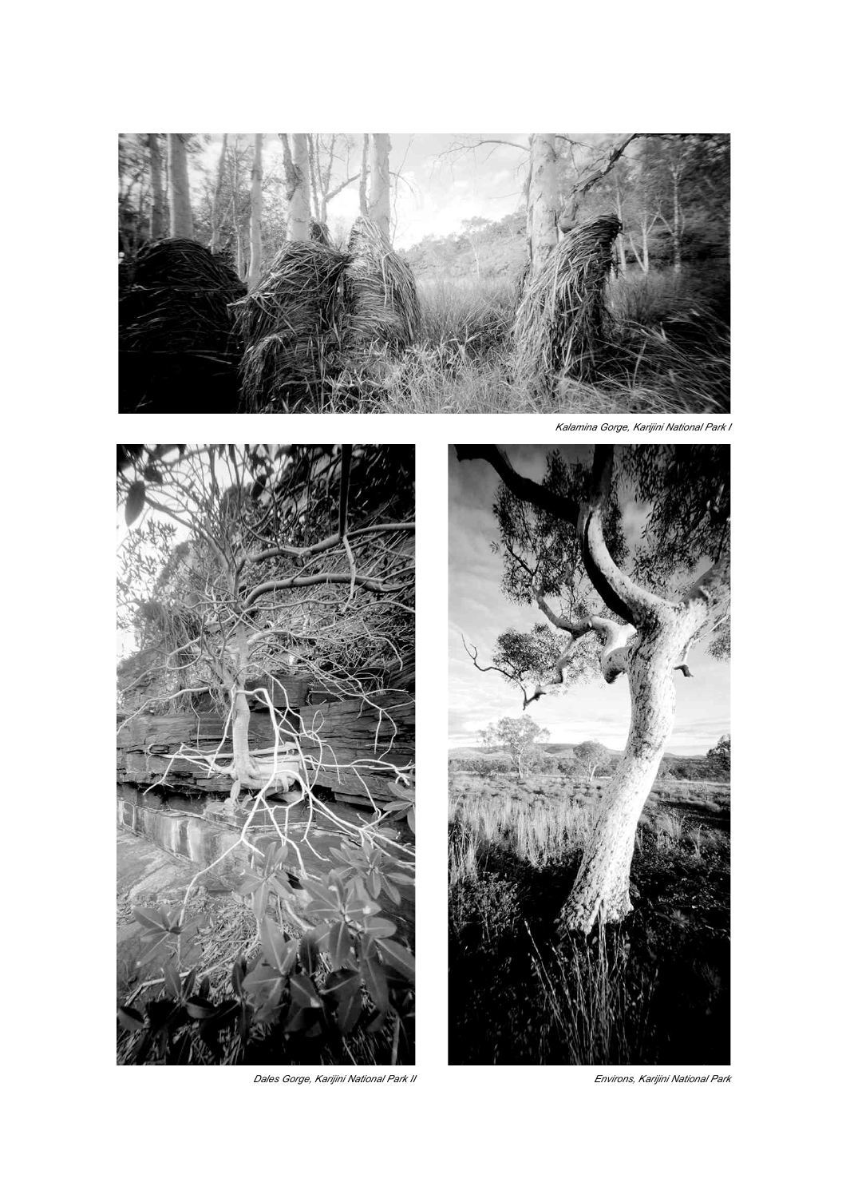*Kalamina Gorge, Karijini National Park I*

*Dales Gorge, Karijini National Park II*

*Environs, Karijini National Park*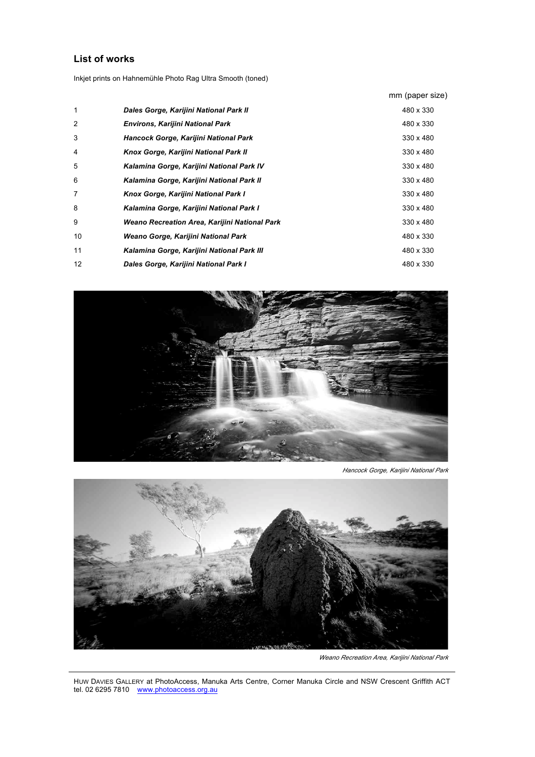## List of works

Inkjet prints on Hahnemühle Photo Rag Ultra Smooth (toned)

| | | mm (paper size) |
|---|---|---|
| 1 | ***Dales Gorge, Karijini National Park II*** | 480 x 330 |
| 2 | ***Environs, Karijini National Park*** | 480 x 330 |
| 3 | ***Hancock Gorge, Karijini National Park*** | 330 x 480 |
| 4 | ***Knox Gorge, Karijini National Park II*** | 330 x 480 |
| 5 | ***Kalamina Gorge, Karijini National Park IV*** | 330 x 480 |
| 6 | ***Kalamina Gorge, Karijini National Park II*** | 330 x 480 |
| 7 | ***Knox Gorge, Karijini National Park I*** | 330 x 480 |
| 8 | ***Kalamina Gorge, Karijini National Park I*** | 330 x 480 |
| 9 | ***Weano Recreation Area, Karijini National Park*** | 330 x 480 |
| 10 | ***Weano Gorge, Karijini National Park*** | 480 x 330 |
| 11 | ***Kalamina Gorge, Karijini National Park III*** | 480 x 330 |
| 12 | ***Dales Gorge, Karijini National Park I*** | 480 x 330 |

*Hancock Gorge, Karijini National Park*

*Weano Recreation Area, Karijini National Park*

HUW DAVIES GALLERY at PhotoAccess, Manuka Arts Centre, Corner Manuka Circle and NSW Crescent Griffith ACT
tel. 02 6295 7810 www.photoaccess.org.au